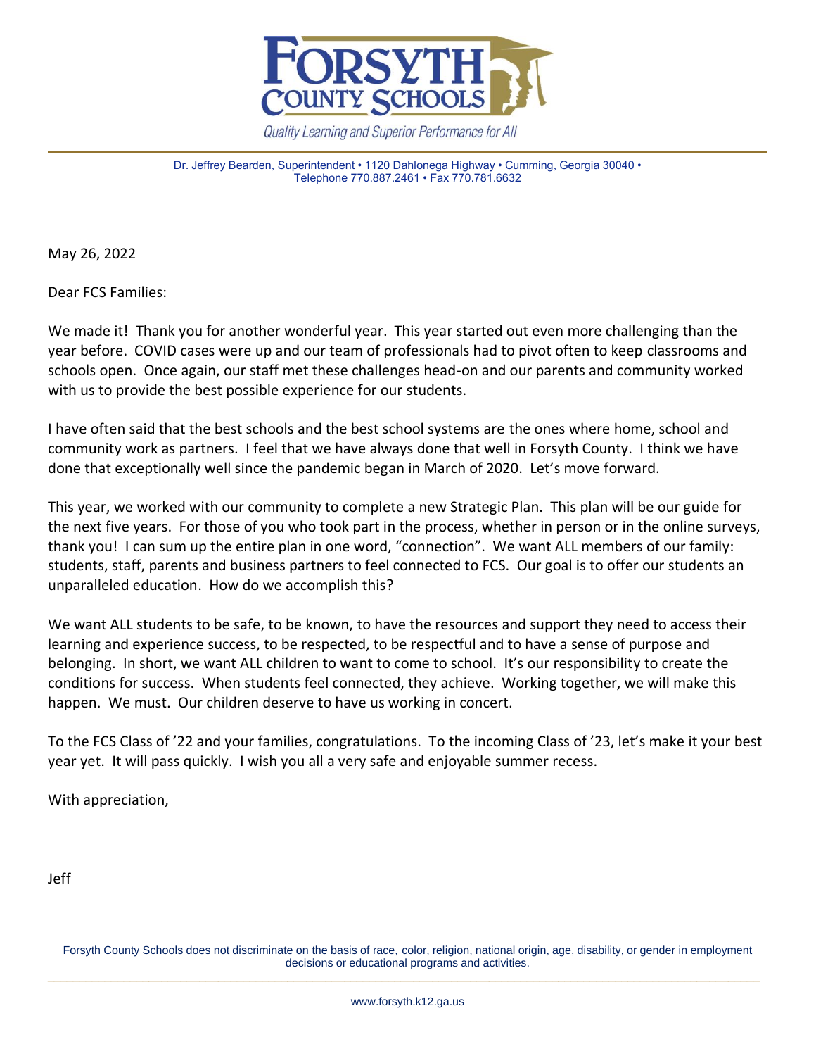**FORSYTH COUNTY SCHOOLS**

*Quality Learning and Superior Performance for All*

Dr. Jeffrey Bearden, Superintendent • 1120 Dahlonega Highway • Cumming, Georgia 30040 • Telephone 770.887.2461 • Fax 770.781.6632

May 26, 2022

Dear FCS Families:

We made it! Thank you for another wonderful year. This year started out even more challenging than the year before. COVID cases were up and our team of professionals had to pivot often to keep classrooms and schools open. Once again, our staff met these challenges head-on and our parents and community worked with us to provide the best possible experience for our students.

I have often said that the best schools and the best school systems are the ones where home, school and community work as partners. I feel that we have always done that well in Forsyth County. I think we have done that exceptionally well since the pandemic began in March of 2020. Let's move forward.

This year, we worked with our community to complete a new Strategic Plan. This plan will be our guide for the next five years. For those of you who took part in the process, whether in person or in the online surveys, thank you! I can sum up the entire plan in one word, "connection". We want ALL members of our family: students, staff, parents and business partners to feel connected to FCS. Our goal is to offer our students an unparalleled education. How do we accomplish this?

We want ALL students to be safe, to be known, to have the resources and support they need to access their learning and experience success, to be respected, to be respectful and to have a sense of purpose and belonging. In short, we want ALL children to want to come to school. It's our responsibility to create the conditions for success. When students feel connected, they achieve. Working together, we will make this happen. We must. Our children deserve to have us working in concert.

To the FCS Class of '22 and your families, congratulations. To the incoming Class of '23, let's make it your best year yet. It will pass quickly. I wish you all a very safe and enjoyable summer recess.

With appreciation,

Jeff

Forsyth County Schools does not discriminate on the basis of race, color, religion, national origin, age, disability, or gender in employment decisions or educational programs and activities.

www.forsyth.k12.ga.us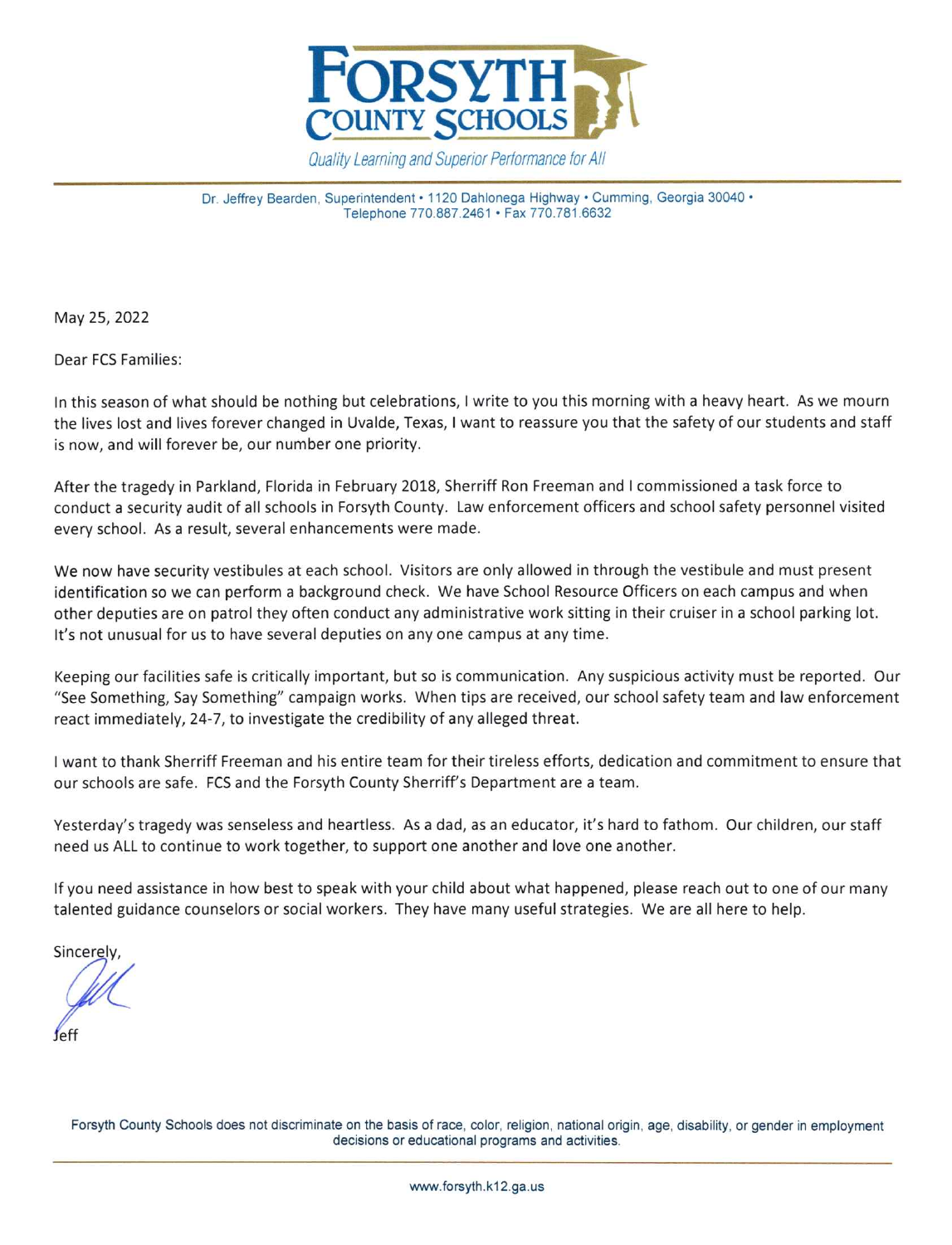# Forsyth County Schools

*Quality Learning and Superior Performance for All*

Dr. Jeffrey Bearden, Superintendent • 1120 Dahlonega Highway • Cumming, Georgia 30040 •
Telephone 770.887.2461 • Fax 770.781.6632

May 25, 2022

Dear FCS Families:

In this season of what should be nothing but celebrations, I write to you this morning with a heavy heart. As we mourn the lives lost and lives forever changed in Uvalde, Texas, I want to reassure you that the safety of our students and staff is now, and will forever be, our number one priority.

After the tragedy in Parkland, Florida in February 2018, Sherriff Ron Freeman and I commissioned a task force to conduct a security audit of all schools in Forsyth County. Law enforcement officers and school safety personnel visited every school. As a result, several enhancements were made.

We now have security vestibules at each school. Visitors are only allowed in through the vestibule and must present identification so we can perform a background check. We have School Resource Officers on each campus and when other deputies are on patrol they often conduct any administrative work sitting in their cruiser in a school parking lot. It's not unusual for us to have several deputies on any one campus at any time.

Keeping our facilities safe is critically important, but so is communication. Any suspicious activity must be reported. Our "See Something, Say Something" campaign works. When tips are received, our school safety team and law enforcement react immediately, 24-7, to investigate the credibility of any alleged threat.

I want to thank Sherriff Freeman and his entire team for their tireless efforts, dedication and commitment to ensure that our schools are safe. FCS and the Forsyth County Sherriff's Department are a team.

Yesterday's tragedy was senseless and heartless. As a dad, as an educator, it's hard to fathom. Our children, our staff need us ALL to continue to work together, to support one another and love one another.

If you need assistance in how best to speak with your child about what happened, please reach out to one of our many talented guidance counselors or social workers. They have many useful strategies. We are all here to help.

Sincerely,

Jeff

Forsyth County Schools does not discriminate on the basis of race, color, religion, national origin, age, disability, or gender in employment decisions or educational programs and activities.

www.forsyth.k12.ga.us